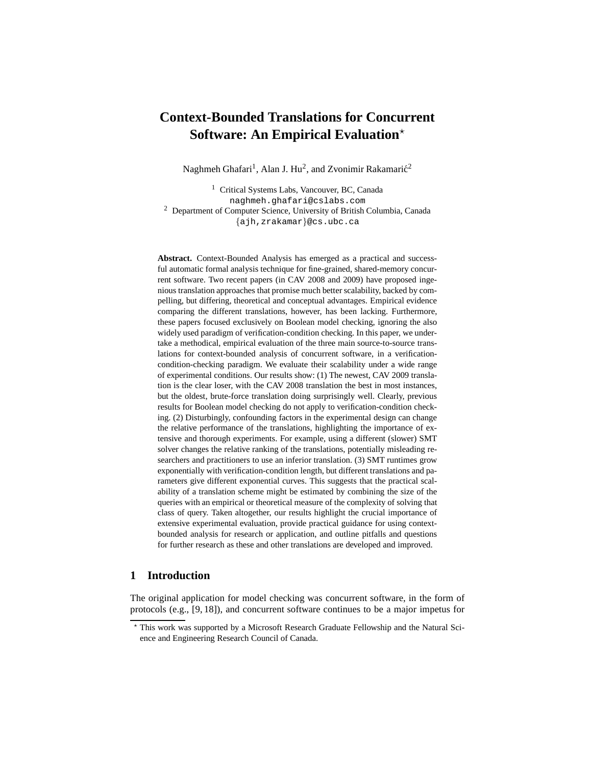# Context-Bounded Translations for Concurrent Software: An Empirical Evaluation*

Naghmeh Ghafari[1], Alan J. Hu[2], and Zvonimir Rakamarić[2]

[1] Critical Systems Labs, Vancouver, BC, Canada
naghmeh.ghafari@cslabs.com

[2] Department of Computer Science, University of British Columbia, Canada
{ajh,zrakamar}@cs.ubc.ca

**Abstract.** Context-Bounded Analysis has emerged as a practical and successful automatic formal analysis technique for fine-grained, shared-memory concurrent software. Two recent papers (in CAV 2008 and 2009) have proposed ingenious translation approaches that promise much better scalability, backed by compelling, but differing, theoretical and conceptual advantages. Empirical evidence comparing the different translations, however, has been lacking. Furthermore, these papers focused exclusively on Boolean model checking, ignoring the also widely used paradigm of verification-condition checking. In this paper, we undertake a methodical, empirical evaluation of the three main source-to-source translations for context-bounded analysis of concurrent software, in a verification-condition-checking paradigm. We evaluate their scalability under a wide range of experimental conditions. Our results show: (1) The newest, CAV 2009 translation is the clear loser, with the CAV 2008 translation the best in most instances, but the oldest, brute-force translation doing surprisingly well. Clearly, previous results for Boolean model checking do not apply to verification-condition checking. (2) Disturbingly, confounding factors in the experimental design can change the relative performance of the translations, highlighting the importance of extensive and thorough experiments. For example, using a different (slower) SMT solver changes the relative ranking of the translations, potentially misleading researchers and practitioners to use an inferior translation. (3) SMT runtimes grow exponentially with verification-condition length, but different translations and parameters give different exponential curves. This suggests that the practical scalability of a translation scheme might be estimated by combining the size of the queries with an empirical or theoretical measure of the complexity of solving that class of query. Taken altogether, our results highlight the crucial importance of extensive experimental evaluation, provide practical guidance for using context-bounded analysis for research or application, and outline pitfalls and questions for further research as these and other translations are developed and improved.

## 1 Introduction

The original application for model checking was concurrent software, in the form of protocols (e.g., [9, 18]), and concurrent software continues to be a major impetus for

* This work was supported by a Microsoft Research Graduate Fellowship and the Natural Science and Engineering Research Council of Canada.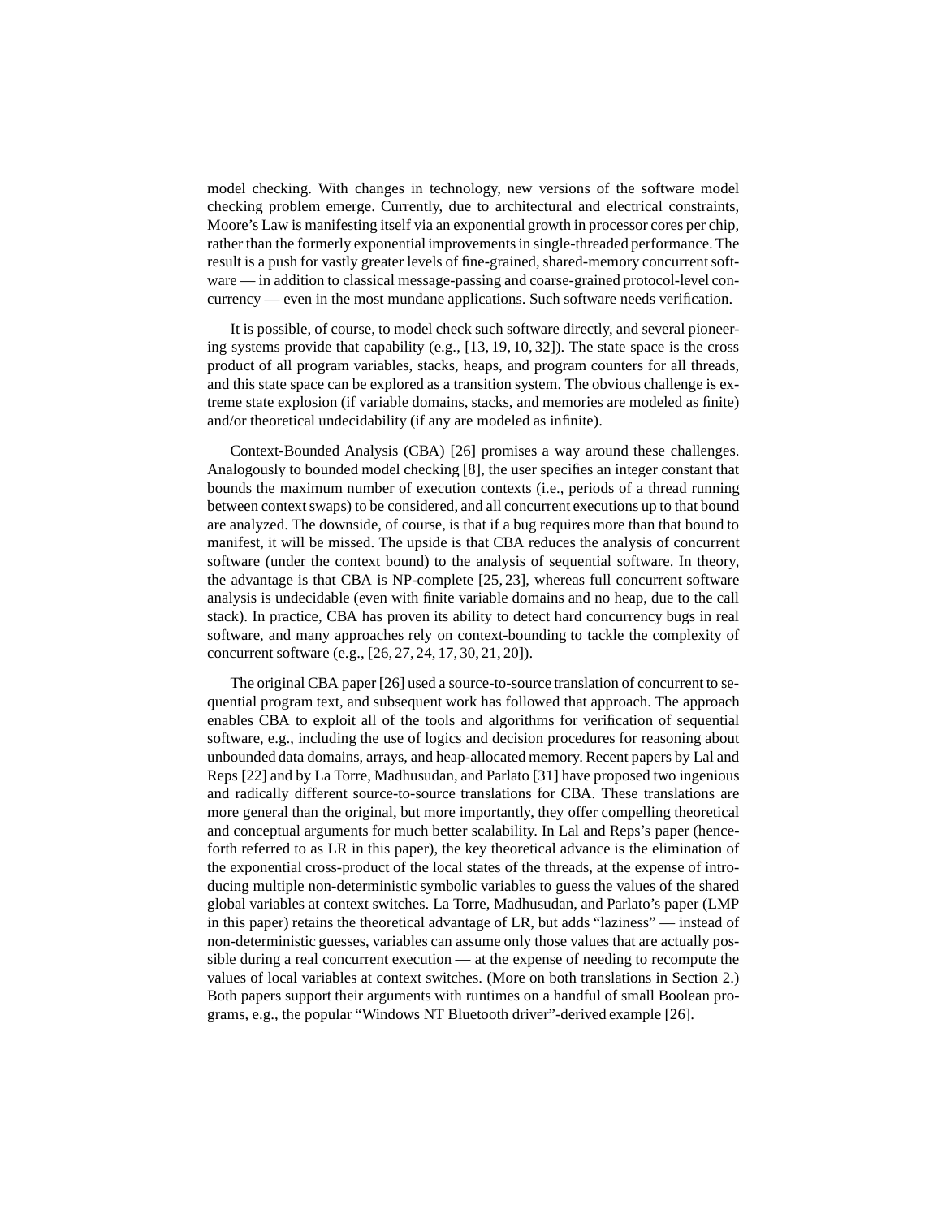model checking. With changes in technology, new versions of the software model checking problem emerge. Currently, due to architectural and electrical constraints, Moore's Law is manifesting itself via an exponential growth in processor cores per chip, rather than the formerly exponential improvements in single-threaded performance. The result is a push for vastly greater levels of fine-grained, shared-memory concurrent software — in addition to classical message-passing and coarse-grained protocol-level concurrency — even in the most mundane applications. Such software needs verification.

It is possible, of course, to model check such software directly, and several pioneering systems provide that capability (e.g., [13, 19, 10, 32]). The state space is the cross product of all program variables, stacks, heaps, and program counters for all threads, and this state space can be explored as a transition system. The obvious challenge is extreme state explosion (if variable domains, stacks, and memories are modeled as finite) and/or theoretical undecidability (if any are modeled as infinite).

Context-Bounded Analysis (CBA) [26] promises a way around these challenges. Analogously to bounded model checking [8], the user specifies an integer constant that bounds the maximum number of execution contexts (i.e., periods of a thread running between context swaps) to be considered, and all concurrent executions up to that bound are analyzed. The downside, of course, is that if a bug requires more than that bound to manifest, it will be missed. The upside is that CBA reduces the analysis of concurrent software (under the context bound) to the analysis of sequential software. In theory, the advantage is that CBA is NP-complete [25, 23], whereas full concurrent software analysis is undecidable (even with finite variable domains and no heap, due to the call stack). In practice, CBA has proven its ability to detect hard concurrency bugs in real software, and many approaches rely on context-bounding to tackle the complexity of concurrent software (e.g., [26, 27, 24, 17, 30, 21, 20]).

The original CBA paper [26] used a source-to-source translation of concurrent to sequential program text, and subsequent work has followed that approach. The approach enables CBA to exploit all of the tools and algorithms for verification of sequential software, e.g., including the use of logics and decision procedures for reasoning about unbounded data domains, arrays, and heap-allocated memory. Recent papers by Lal and Reps [22] and by La Torre, Madhusudan, and Parlato [31] have proposed two ingenious and radically different source-to-source translations for CBA. These translations are more general than the original, but more importantly, they offer compelling theoretical and conceptual arguments for much better scalability. In Lal and Reps's paper (henceforth referred to as LR in this paper), the key theoretical advance is the elimination of the exponential cross-product of the local states of the threads, at the expense of introducing multiple non-deterministic symbolic variables to guess the values of the shared global variables at context switches. La Torre, Madhusudan, and Parlato's paper (LMP in this paper) retains the theoretical advantage of LR, but adds "laziness" — instead of non-deterministic guesses, variables can assume only those values that are actually possible during a real concurrent execution — at the expense of needing to recompute the values of local variables at context switches. (More on both translations in Section 2.) Both papers support their arguments with runtimes on a handful of small Boolean programs, e.g., the popular "Windows NT Bluetooth driver"-derived example [26].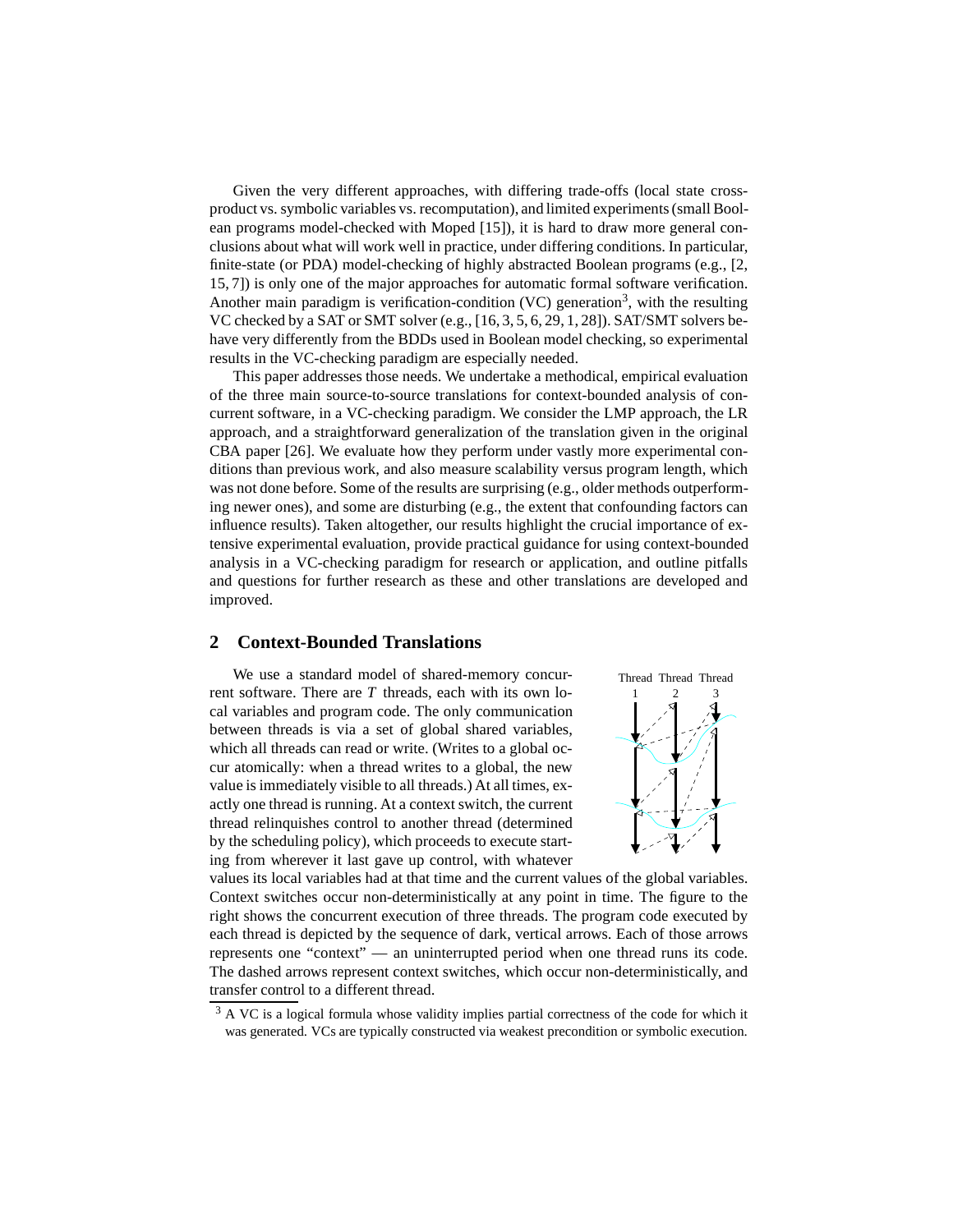Given the very different approaches, with differing trade-offs (local state cross-product vs. symbolic variables vs. recomputation), and limited experiments (small Boolean programs model-checked with Moped [15]), it is hard to draw more general conclusions about what will work well in practice, under differing conditions. In particular, finite-state (or PDA) model-checking of highly abstracted Boolean programs (e.g., [2, 15, 7]) is only one of the major approaches for automatic formal software verification. Another main paradigm is verification-condition (VC) generation[3], with the resulting VC checked by a SAT or SMT solver (e.g., [16, 3, 5, 6, 29, 1, 28]). SAT/SMT solvers behave very differently from the BDDs used in Boolean model checking, so experimental results in the VC-checking paradigm are especially needed.

This paper addresses those needs. We undertake a methodical, empirical evaluation of the three main source-to-source translations for context-bounded analysis of concurrent software, in a VC-checking paradigm. We consider the LMP approach, the LR approach, and a straightforward generalization of the translation given in the original CBA paper [26]. We evaluate how they perform under vastly more experimental conditions than previous work, and also measure scalability versus program length, which was not done before. Some of the results are surprising (e.g., older methods outperforming newer ones), and some are disturbing (e.g., the extent that confounding factors can influence results). Taken altogether, our results highlight the crucial importance of extensive experimental evaluation, provide practical guidance for using context-bounded analysis in a VC-checking paradigm for research or application, and outline pitfalls and questions for further research as these and other translations are developed and improved.

## 2 Context-Bounded Translations

We use a standard model of shared-memory concurrent software. There are $T$ threads, each with its own local variables and program code. The only communication between threads is via a set of global shared variables, which all threads can read or write. (Writes to a global occur atomically: when a thread writes to a global, the new value is immediately visible to all threads.) At all times, exactly one thread is running. At a context switch, the current thread relinquishes control to another thread (determined by the scheduling policy), which proceeds to execute starting from wherever it last gave up control, with whatever values its local variables had at that time and the current values of the global variables. Context switches occur non-deterministically at any point in time. The figure to the right shows the concurrent execution of three threads. The program code executed by each thread is depicted by the sequence of dark, vertical arrows. Each of those arrows represents one "context" — an uninterrupted period when one thread runs its code. The dashed arrows represent context switches, which occur non-deterministically, and transfer control to a different thread.

[3] A VC is a logical formula whose validity implies partial correctness of the code for which it was generated. VCs are typically constructed via weakest precondition or symbolic execution.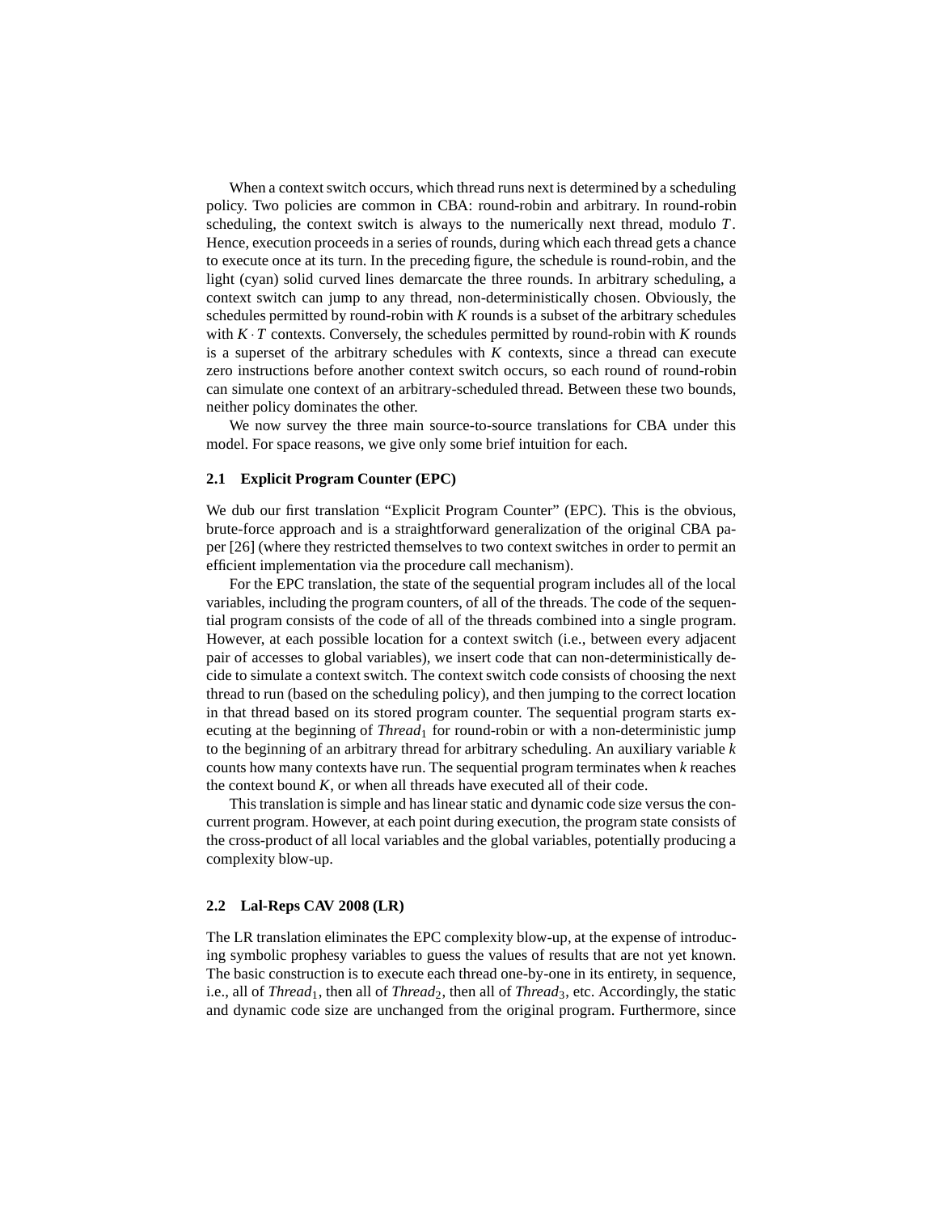When a context switch occurs, which thread runs next is determined by a scheduling policy. Two policies are common in CBA: round-robin and arbitrary. In round-robin scheduling, the context switch is always to the numerically next thread, modulo $T$. Hence, execution proceeds in a series of rounds, during which each thread gets a chance to execute once at its turn. In the preceding figure, the schedule is round-robin, and the light (cyan) solid curved lines demarcate the three rounds. In arbitrary scheduling, a context switch can jump to any thread, non-deterministically chosen. Obviously, the schedules permitted by round-robin with $K$ rounds is a subset of the arbitrary schedules with $K \cdot T$ contexts. Conversely, the schedules permitted by round-robin with $K$ rounds is a superset of the arbitrary schedules with $K$ contexts, since a thread can execute zero instructions before another context switch occurs, so each round of round-robin can simulate one context of an arbitrary-scheduled thread. Between these two bounds, neither policy dominates the other.

We now survey the three main source-to-source translations for CBA under this model. For space reasons, we give only some brief intuition for each.

### 2.1 Explicit Program Counter (EPC)

We dub our first translation "Explicit Program Counter" (EPC). This is the obvious, brute-force approach and is a straightforward generalization of the original CBA paper [26] (where they restricted themselves to two context switches in order to permit an efficient implementation via the procedure call mechanism).

For the EPC translation, the state of the sequential program includes all of the local variables, including the program counters, of all of the threads. The code of the sequential program consists of the code of all of the threads combined into a single program. However, at each possible location for a context switch (i.e., between every adjacent pair of accesses to global variables), we insert code that can non-deterministically decide to simulate a context switch. The context switch code consists of choosing the next thread to run (based on the scheduling policy), and then jumping to the correct location in that thread based on its stored program counter. The sequential program starts executing at the beginning of $Thread_1$ for round-robin or with a non-deterministic jump to the beginning of an arbitrary thread for arbitrary scheduling. An auxiliary variable $k$ counts how many contexts have run. The sequential program terminates when $k$ reaches the context bound $K$, or when all threads have executed all of their code.

This translation is simple and has linear static and dynamic code size versus the concurrent program. However, at each point during execution, the program state consists of the cross-product of all local variables and the global variables, potentially producing a complexity blow-up.

### 2.2 Lal-Reps CAV 2008 (LR)

The LR translation eliminates the EPC complexity blow-up, at the expense of introducing symbolic prophesy variables to guess the values of results that are not yet known. The basic construction is to execute each thread one-by-one in its entirety, in sequence, i.e., all of $Thread_1$, then all of $Thread_2$, then all of $Thread_3$, etc. Accordingly, the static and dynamic code size are unchanged from the original program. Furthermore, since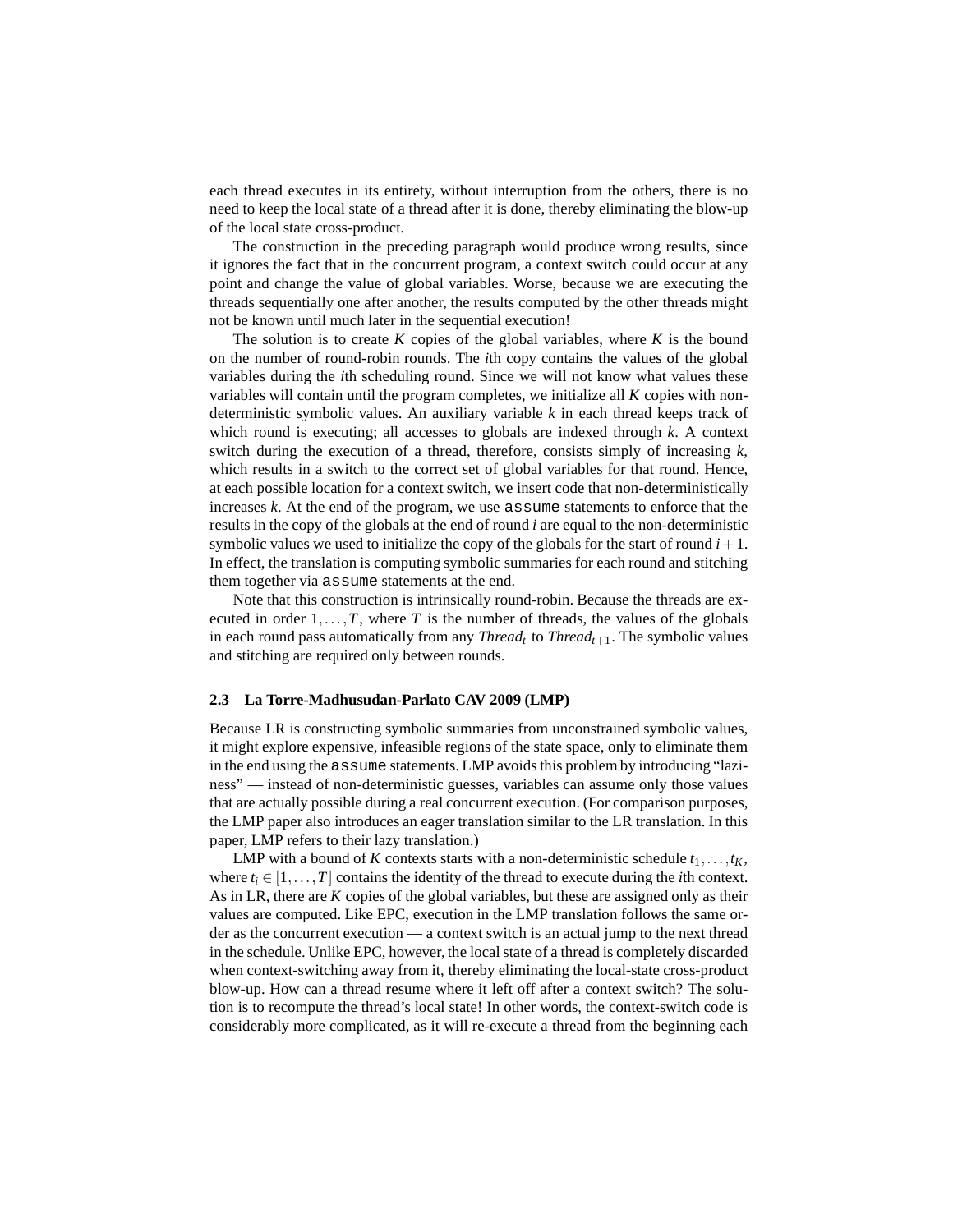each thread executes in its entirety, without interruption from the others, there is no need to keep the local state of a thread after it is done, thereby eliminating the blow-up of the local state cross-product.

The construction in the preceding paragraph would produce wrong results, since it ignores the fact that in the concurrent program, a context switch could occur at any point and change the value of global variables. Worse, because we are executing the threads sequentially one after another, the results computed by the other threads might not be known until much later in the sequential execution!

The solution is to create $K$ copies of the global variables, where $K$ is the bound on the number of round-robin rounds. The $i$th copy contains the values of the global variables during the $i$th scheduling round. Since we will not know what values these variables will contain until the program completes, we initialize all $K$ copies with non-deterministic symbolic values. An auxiliary variable $k$ in each thread keeps track of which round is executing; all accesses to globals are indexed through $k$. A context switch during the execution of a thread, therefore, consists simply of increasing $k$, which results in a switch to the correct set of global variables for that round. Hence, at each possible location for a context switch, we insert code that non-deterministically increases $k$. At the end of the program, we use `assume` statements to enforce that the results in the copy of the globals at the end of round $i$ are equal to the non-deterministic symbolic values we used to initialize the copy of the globals for the start of round $i+1$. In effect, the translation is computing symbolic summaries for each round and stitching them together via `assume` statements at the end.

Note that this construction is intrinsically round-robin. Because the threads are executed in order $1,\ldots,T$, where $T$ is the number of threads, the values of the globals in each round pass automatically from any $Thread_t$ to $Thread_{t+1}$. The symbolic values and stitching are required only between rounds.

### 2.3 La Torre-Madhusudan-Parlato CAV 2009 (LMP)

Because LR is constructing symbolic summaries from unconstrained symbolic values, it might explore expensive, infeasible regions of the state space, only to eliminate them in the end using the `assume` statements. LMP avoids this problem by introducing "laziness" — instead of non-deterministic guesses, variables can assume only those values that are actually possible during a real concurrent execution. (For comparison purposes, the LMP paper also introduces an eager translation similar to the LR translation. In this paper, LMP refers to their lazy translation.)

LMP with a bound of $K$ contexts starts with a non-deterministic schedule $t_1,\ldots,t_K$, where $t_i \in [1,\ldots,T]$ contains the identity of the thread to execute during the $i$th context. As in LR, there are $K$ copies of the global variables, but these are assigned only as their values are computed. Like EPC, execution in the LMP translation follows the same order as the concurrent execution — a context switch is an actual jump to the next thread in the schedule. Unlike EPC, however, the local state of a thread is completely discarded when context-switching away from it, thereby eliminating the local-state cross-product blow-up. How can a thread resume where it left off after a context switch? The solution is to recompute the thread's local state! In other words, the context-switch code is considerably more complicated, as it will re-execute a thread from the beginning each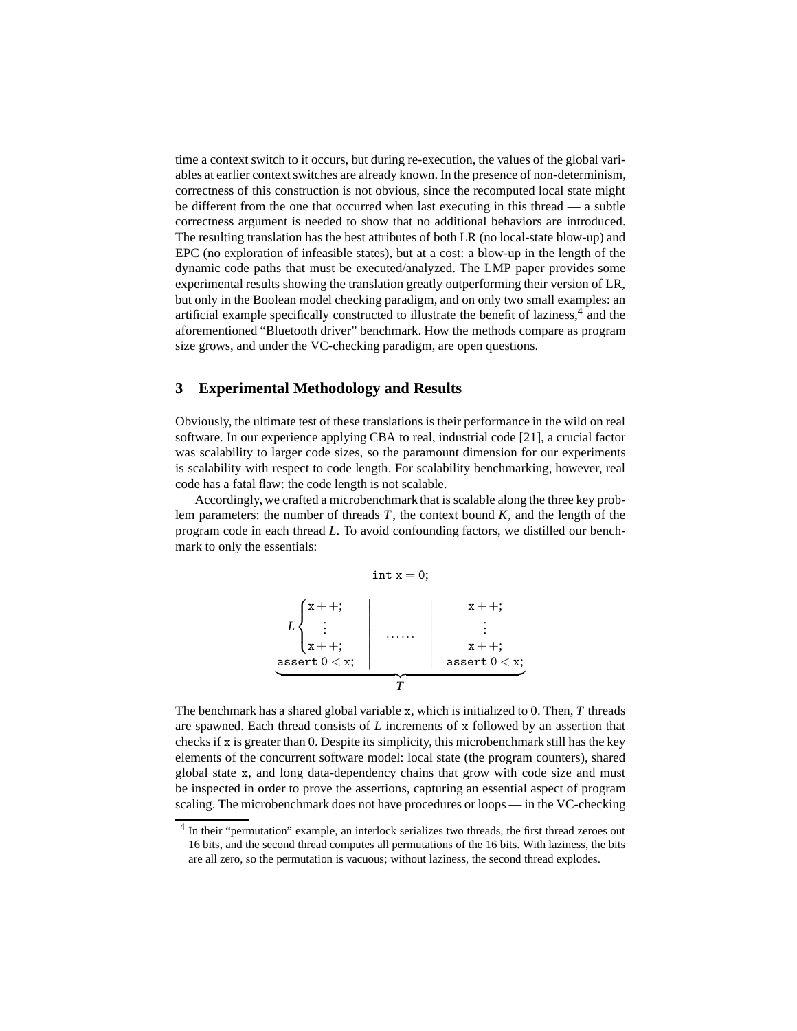time a context switch to it occurs, but during re-execution, the values of the global variables at earlier context switches are already known. In the presence of non-determinism, correctness of this construction is not obvious, since the recomputed local state might be different from the one that occurred when last executing in this thread — a subtle correctness argument is needed to show that no additional behaviors are introduced. The resulting translation has the best attributes of both LR (no local-state blow-up) and EPC (no exploration of infeasible states), but at a cost: a blow-up in the length of the dynamic code paths that must be executed/analyzed. The LMP paper provides some experimental results showing the translation greatly outperforming their version of LR, but only in the Boolean model checking paradigm, and on only two small examples: an artificial example specifically constructed to illustrate the benefit of laziness,[4] and the aforementioned "Bluetooth driver" benchmark. How the methods compare as program size grows, and under the VC-checking paradigm, are open questions.

## 3 Experimental Methodology and Results

Obviously, the ultimate test of these translations is their performance in the wild on real software. In our experience applying CBA to real, industrial code [21], a crucial factor was scalability to larger code sizes, so the paramount dimension for our experiments is scalability with respect to code length. For scalability benchmarking, however, real code has a fatal flaw: the code length is not scalable.

Accordingly, we crafted a microbenchmark that is scalable along the three key problem parameters: the number of threads $T$, the context bound $K$, and the length of the program code in each thread $L$. To avoid confounding factors, we distilled our benchmark to only the essentials:

```
int x = 0;

   ⎧ x++;        |        |  x++;
 L ⎨  ⋮          | ...... |   ⋮
   ⎩ x++;        |        |  x++;
 assert 0 < x;   |        |  assert 0 < x;
 └──────────────────────────────────────┘
                     T
```

The benchmark has a shared global variable x, which is initialized to 0. Then, $T$ threads are spawned. Each thread consists of $L$ increments of x followed by an assertion that checks if x is greater than 0. Despite its simplicity, this microbenchmark still has the key elements of the concurrent software model: local state (the program counters), shared global state x, and long data-dependency chains that grow with code size and must be inspected in order to prove the assertions, capturing an essential aspect of program scaling. The microbenchmark does not have procedures or loops — in the VC-checking

[4] In their "permutation" example, an interlock serializes two threads, the first thread zeroes out 16 bits, and the second thread computes all permutations of the 16 bits. With laziness, the bits are all zero, so the permutation is vacuous; without laziness, the second thread explodes.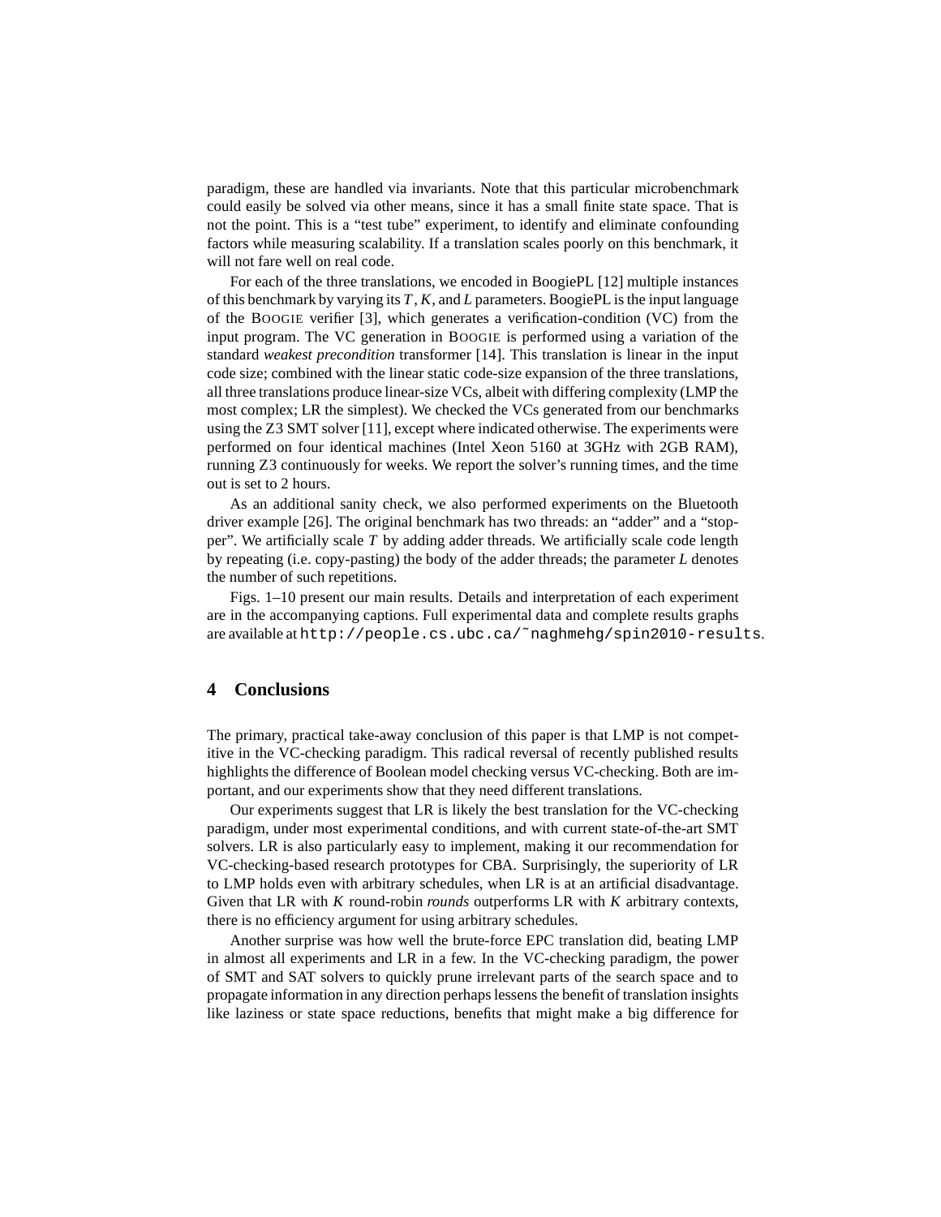paradigm, these are handled via invariants. Note that this particular microbenchmark could easily be solved via other means, since it has a small finite state space. That is not the point. This is a "test tube" experiment, to identify and eliminate confounding factors while measuring scalability. If a translation scales poorly on this benchmark, it will not fare well on real code.

For each of the three translations, we encoded in BoogiePL [12] multiple instances of this benchmark by varying its $T$, $K$, and $L$ parameters. BoogiePL is the input language of the BOOGIE verifier [3], which generates a verification-condition (VC) from the input program. The VC generation in BOOGIE is performed using a variation of the standard *weakest precondition* transformer [14]. This translation is linear in the input code size; combined with the linear static code-size expansion of the three translations, all three translations produce linear-size VCs, albeit with differing complexity (LMP the most complex; LR the simplest). We checked the VCs generated from our benchmarks using the Z3 SMT solver [11], except where indicated otherwise. The experiments were performed on four identical machines (Intel Xeon 5160 at 3GHz with 2GB RAM), running Z3 continuously for weeks. We report the solver's running times, and the time out is set to 2 hours.

As an additional sanity check, we also performed experiments on the Bluetooth driver example [26]. The original benchmark has two threads: an "adder" and a "stopper". We artificially scale $T$ by adding adder threads. We artificially scale code length by repeating (i.e. copy-pasting) the body of the adder threads; the parameter $L$ denotes the number of such repetitions.

Figs. 1–10 present our main results. Details and interpretation of each experiment are in the accompanying captions. Full experimental data and complete results graphs are available at `http://people.cs.ubc.ca/~naghmehg/spin2010-results`.

## 4 Conclusions

The primary, practical take-away conclusion of this paper is that LMP is not competitive in the VC-checking paradigm. This radical reversal of recently published results highlights the difference of Boolean model checking versus VC-checking. Both are important, and our experiments show that they need different translations.

Our experiments suggest that LR is likely the best translation for the VC-checking paradigm, under most experimental conditions, and with current state-of-the-art SMT solvers. LR is also particularly easy to implement, making it our recommendation for VC-checking-based research prototypes for CBA. Surprisingly, the superiority of LR to LMP holds even with arbitrary schedules, when LR is at an artificial disadvantage. Given that LR with $K$ round-robin *rounds* outperforms LR with $K$ arbitrary contexts, there is no efficiency argument for using arbitrary schedules.

Another surprise was how well the brute-force EPC translation did, beating LMP in almost all experiments and LR in a few. In the VC-checking paradigm, the power of SMT and SAT solvers to quickly prune irrelevant parts of the search space and to propagate information in any direction perhaps lessens the benefit of translation insights like laziness or state space reductions, benefits that might make a big difference for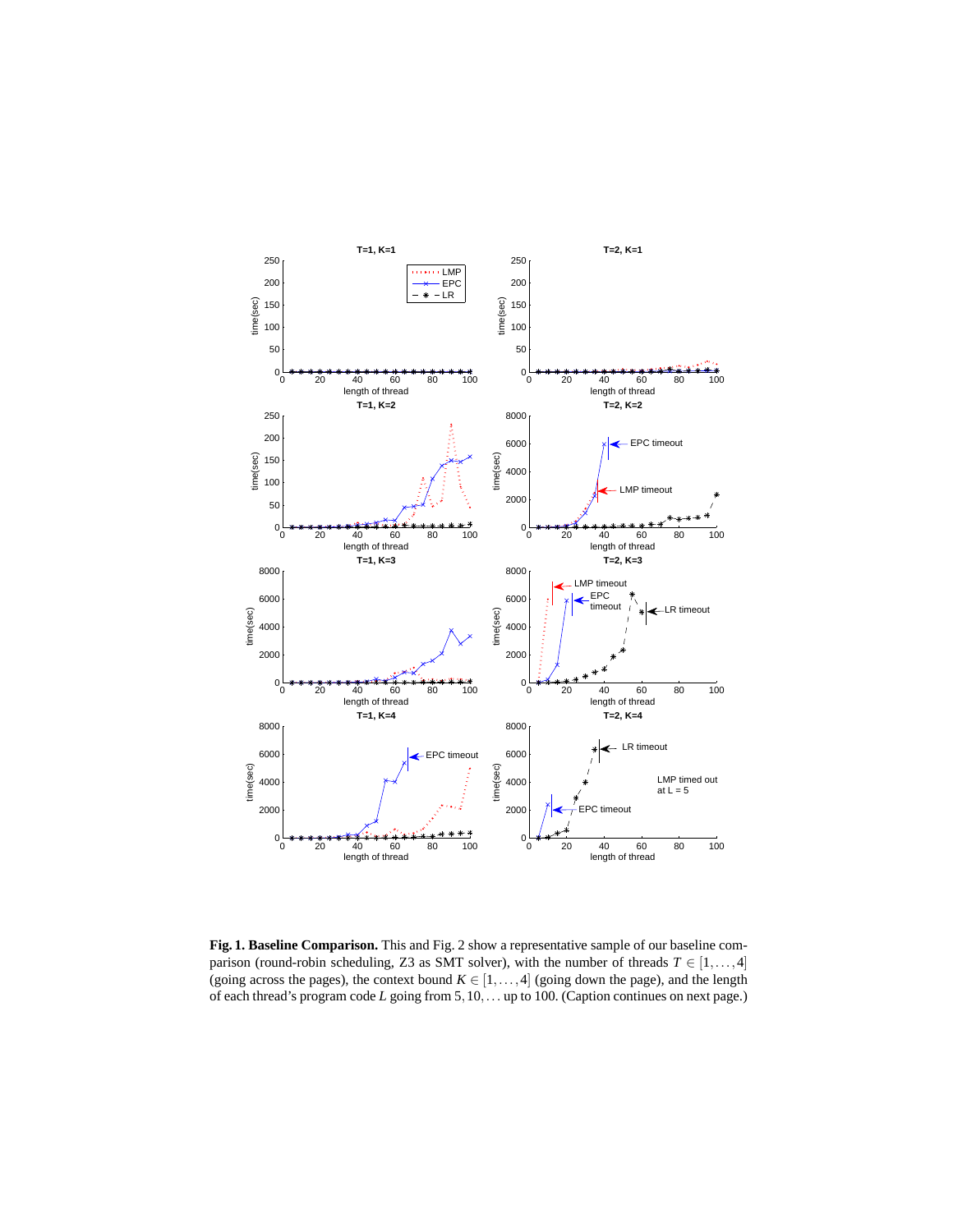**Fig. 1. Baseline Comparison.** This and Fig. 2 show a representative sample of our baseline comparison (round-robin scheduling, Z3 as SMT solver), with the number of threads $T \in [1,\ldots,4]$ (going across the pages), the context bound $K \in [1,\ldots,4]$ (going down the page), and the length of each thread's program code $L$ going from $5,10,\ldots$ up to 100. (Caption continues on next page.)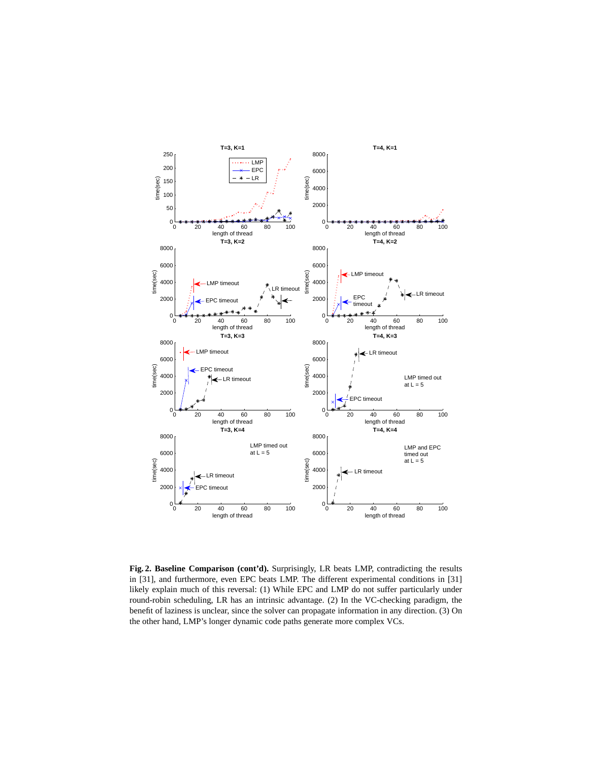**Fig. 2. Baseline Comparison (cont'd).** Surprisingly, LR beats LMP, contradicting the results in [31], and furthermore, even EPC beats LMP. The different experimental conditions in [31] likely explain much of this reversal: (1) While EPC and LMP do not suffer particularly under round-robin scheduling, LR has an intrinsic advantage. (2) In the VC-checking paradigm, the benefit of laziness is unclear, since the solver can propagate information in any direction. (3) On the other hand, LMP's longer dynamic code paths generate more complex VCs.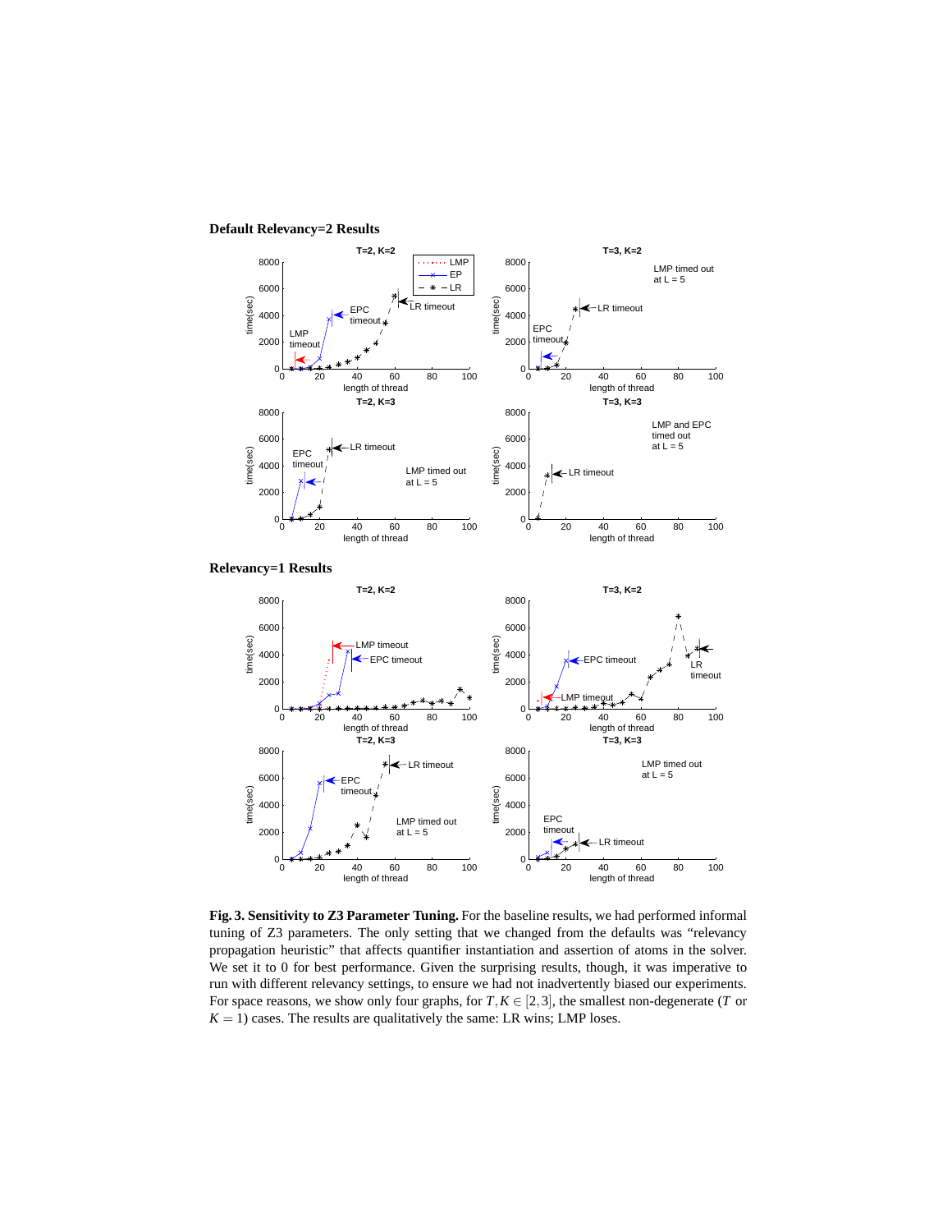**Default Relevancy=2 Results**

**Relevancy=1 Results**

**Fig. 3. Sensitivity to Z3 Parameter Tuning.** For the baseline results, we had performed informal tuning of Z3 parameters. The only setting that we changed from the defaults was "relevancy propagation heuristic" that affects quantifier instantiation and assertion of atoms in the solver. We set it to 0 for best performance. Given the surprising results, though, it was imperative to run with different relevancy settings, to ensure we had not inadvertently biased our experiments. For space reasons, we show only four graphs, for $T, K \in [2,3]$, the smallest non-degenerate ($T$ or $K = 1$) cases. The results are qualitatively the same: LR wins; LMP loses.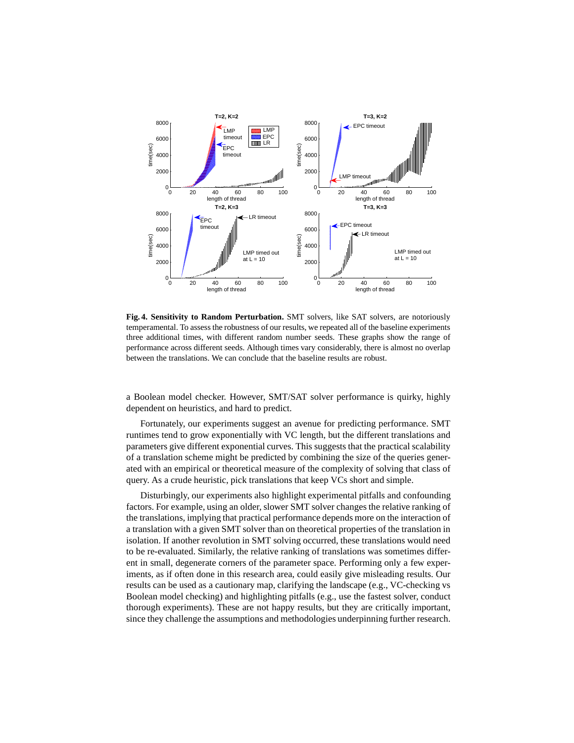**Fig. 4. Sensitivity to Random Perturbation.** SMT solvers, like SAT solvers, are notoriously temperamental. To assess the robustness of our results, we repeated all of the baseline experiments three additional times, with different random number seeds. These graphs show the range of performance across different seeds. Although times vary considerably, there is almost no overlap between the translations. We can conclude that the baseline results are robust.

a Boolean model checker. However, SMT/SAT solver performance is quirky, highly dependent on heuristics, and hard to predict.

Fortunately, our experiments suggest an avenue for predicting performance. SMT runtimes tend to grow exponentially with VC length, but the different translations and parameters give different exponential curves. This suggests that the practical scalability of a translation scheme might be predicted by combining the size of the queries generated with an empirical or theoretical measure of the complexity of solving that class of query. As a crude heuristic, pick translations that keep VCs short and simple.

Disturbingly, our experiments also highlight experimental pitfalls and confounding factors. For example, using an older, slower SMT solver changes the relative ranking of the translations, implying that practical performance depends more on the interaction of a translation with a given SMT solver than on theoretical properties of the translation in isolation. If another revolution in SMT solving occurred, these translations would need to be re-evaluated. Similarly, the relative ranking of translations was sometimes different in small, degenerate corners of the parameter space. Performing only a few experiments, as if often done in this research area, could easily give misleading results. Our results can be used as a cautionary map, clarifying the landscape (e.g., VC-checking vs Boolean model checking) and highlighting pitfalls (e.g., use the fastest solver, conduct thorough experiments). These are not happy results, but they are critically important, since they challenge the assumptions and methodologies underpinning further research.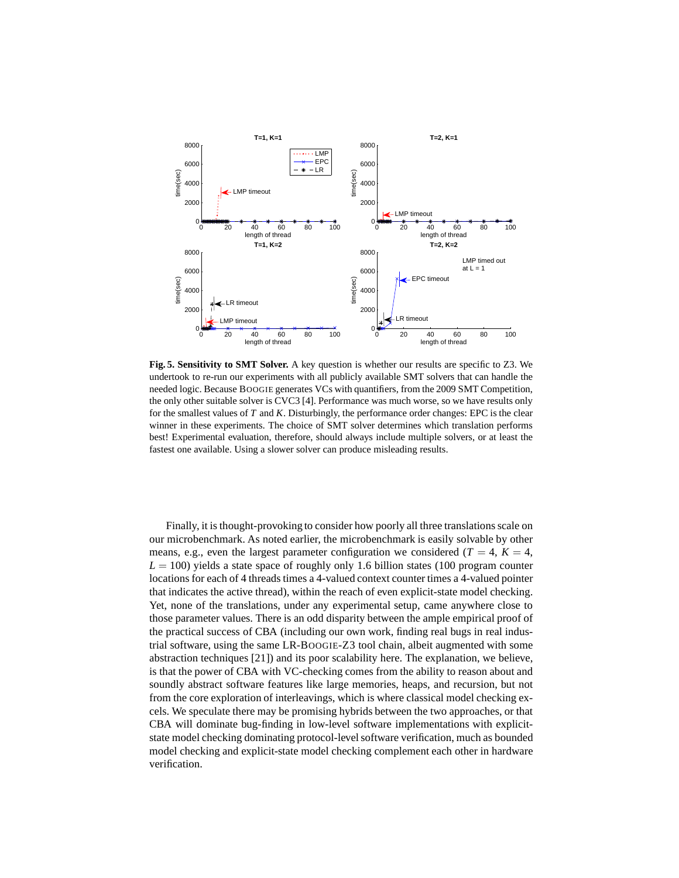**Fig. 5. Sensitivity to SMT Solver.** A key question is whether our results are specific to Z3. We undertook to re-run our experiments with all publicly available SMT solvers that can handle the needed logic. Because BOOGIE generates VCs with quantifiers, from the 2009 SMT Competition, the only other suitable solver is CVC3 [4]. Performance was much worse, so we have results only for the smallest values of $T$ and $K$. Disturbingly, the performance order changes: EPC is the clear winner in these experiments. The choice of SMT solver determines which translation performs best! Experimental evaluation, therefore, should always include multiple solvers, or at least the fastest one available. Using a slower solver can produce misleading results.

Finally, it is thought-provoking to consider how poorly all three translations scale on our microbenchmark. As noted earlier, the microbenchmark is easily solvable by other means, e.g., even the largest parameter configuration we considered ($T = 4$, $K = 4$, $L = 100$) yields a state space of roughly only 1.6 billion states (100 program counter locations for each of 4 threads times a 4-valued context counter times a 4-valued pointer that indicates the active thread), within the reach of even explicit-state model checking. Yet, none of the translations, under any experimental setup, came anywhere close to those parameter values. There is an odd disparity between the ample empirical proof of the practical success of CBA (including our own work, finding real bugs in real industrial software, using the same LR-BOOGIE-Z3 tool chain, albeit augmented with some abstraction techniques [21]) and its poor scalability here. The explanation, we believe, is that the power of CBA with VC-checking comes from the ability to reason about and soundly abstract software features like large memories, heaps, and recursion, but not from the core exploration of interleavings, which is where classical model checking excels. We speculate there may be promising hybrids between the two approaches, or that CBA will dominate bug-finding in low-level software implementations with explicit-state model checking dominating protocol-level software verification, much as bounded model checking and explicit-state model checking complement each other in hardware verification.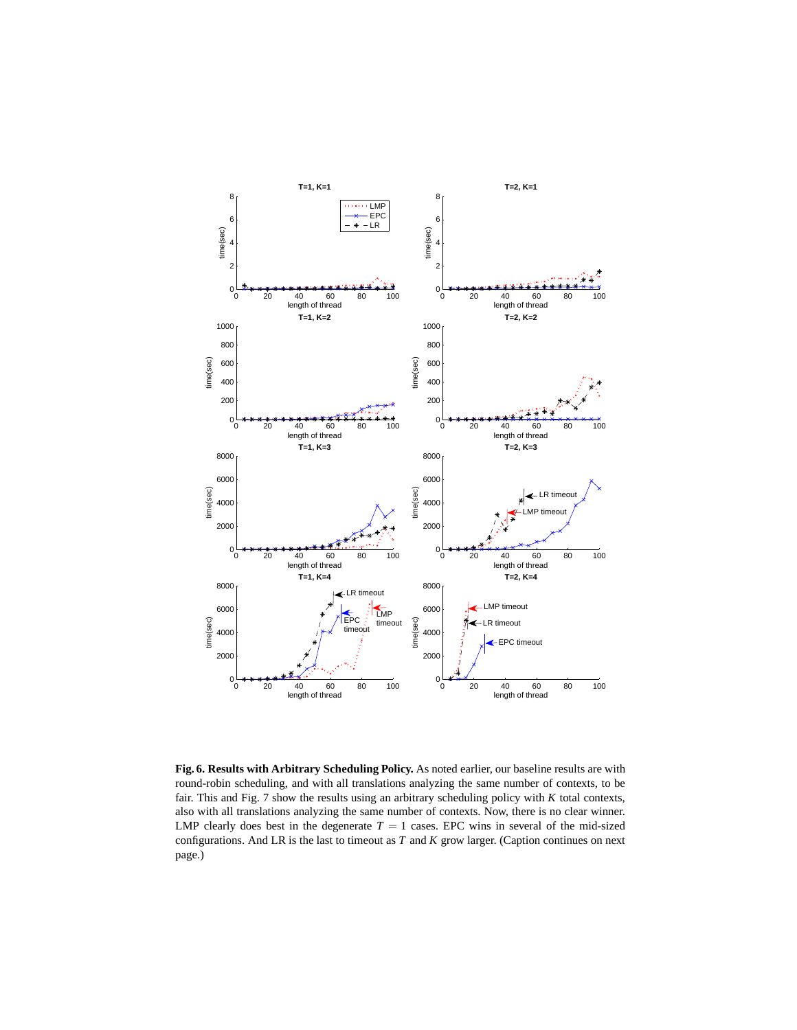**Fig. 6. Results with Arbitrary Scheduling Policy.** As noted earlier, our baseline results are with round-robin scheduling, and with all translations analyzing the same number of contexts, to be fair. This and Fig. 7 show the results using an arbitrary scheduling policy with $K$ total contexts, also with all translations analyzing the same number of contexts. Now, there is no clear winner. LMP clearly does best in the degenerate $T = 1$ cases. EPC wins in several of the mid-sized configurations. And LR is the last to timeout as $T$ and $K$ grow larger. (Caption continues on next page.)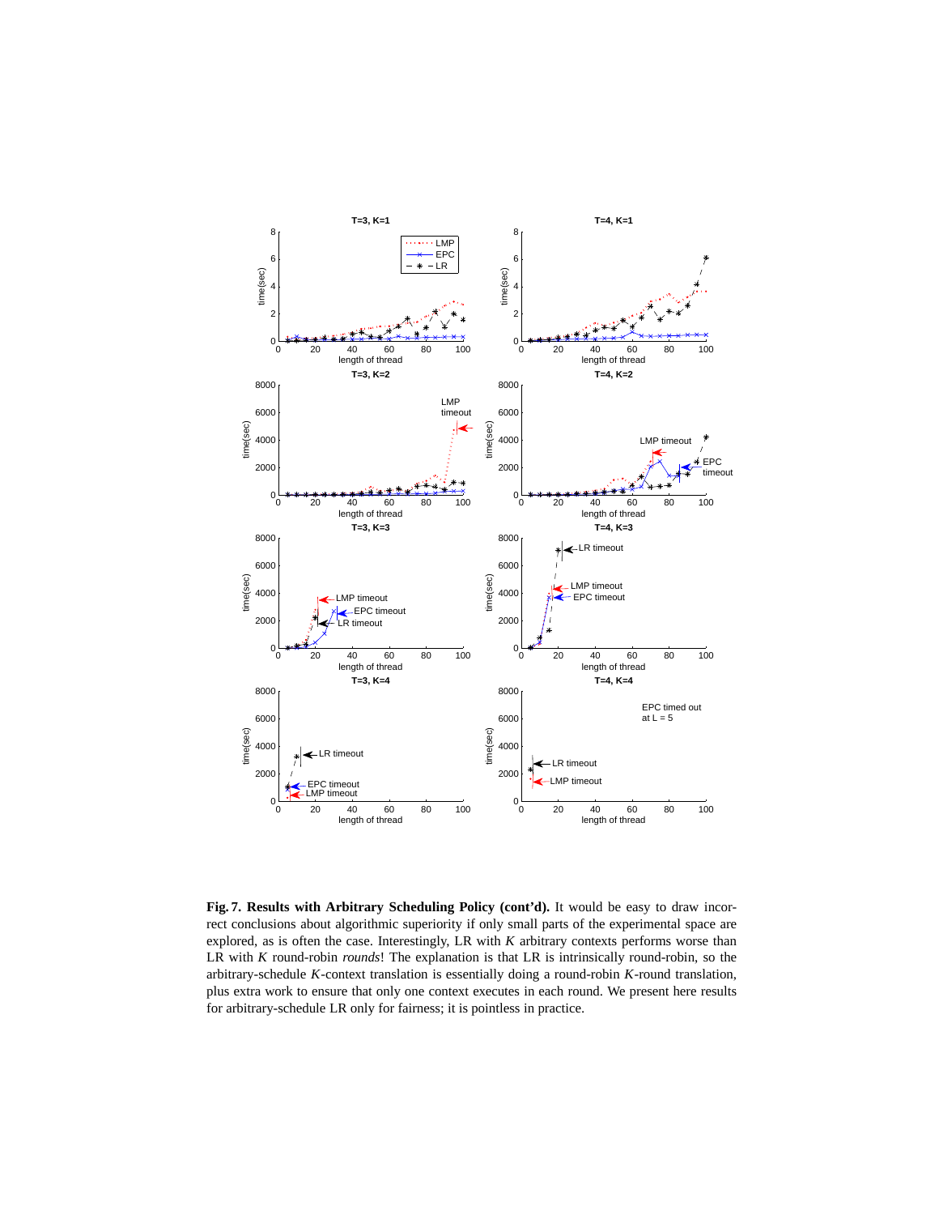**Fig. 7. Results with Arbitrary Scheduling Policy (cont'd).** It would be easy to draw incorrect conclusions about algorithmic superiority if only small parts of the experimental space are explored, as is often the case. Interestingly, LR with $K$ arbitrary contexts performs worse than LR with $K$ round-robin *rounds*! The explanation is that LR is intrinsically round-robin, so the arbitrary-schedule $K$-context translation is essentially doing a round-robin $K$-round translation, plus extra work to ensure that only one context executes in each round. We present here results for arbitrary-schedule LR only for fairness; it is pointless in practice.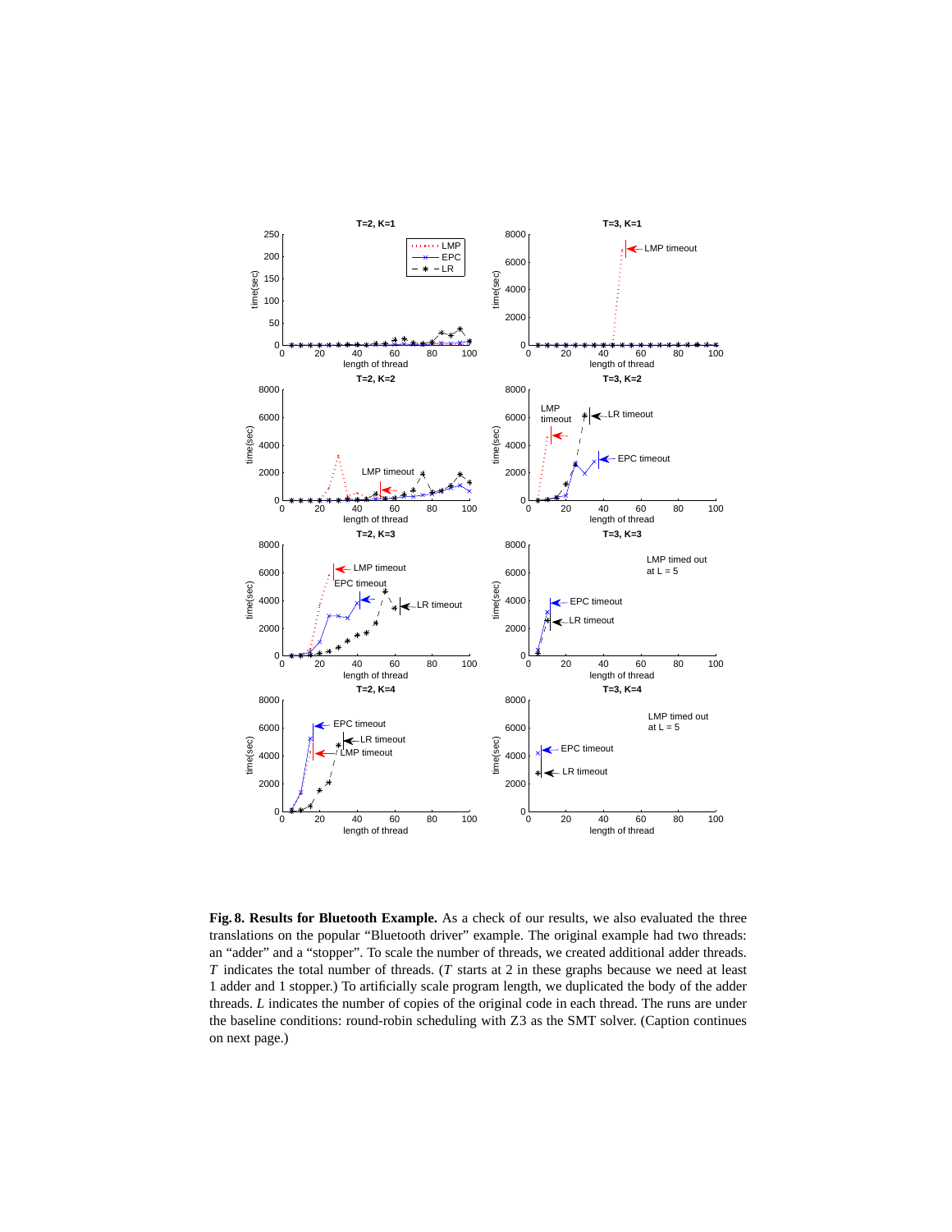**Fig. 8. Results for Bluetooth Example.** As a check of our results, we also evaluated the three translations on the popular "Bluetooth driver" example. The original example had two threads: an "adder" and a "stopper". To scale the number of threads, we created additional adder threads. $T$ indicates the total number of threads. ($T$ starts at 2 in these graphs because we need at least 1 adder and 1 stopper.) To artificially scale program length, we duplicated the body of the adder threads. $L$ indicates the number of copies of the original code in each thread. The runs are under the baseline conditions: round-robin scheduling with Z3 as the SMT solver. (Caption continues on next page.)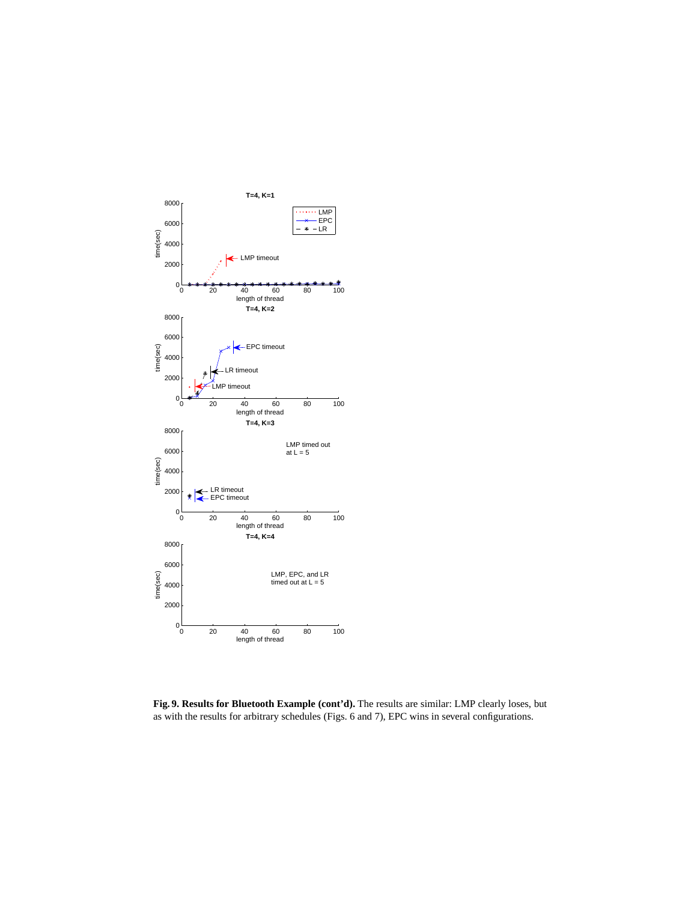**Fig. 9. Results for Bluetooth Example (cont'd).** The results are similar: LMP clearly loses, but as with the results for arbitrary schedules (Figs. 6 and 7), EPC wins in several configurations.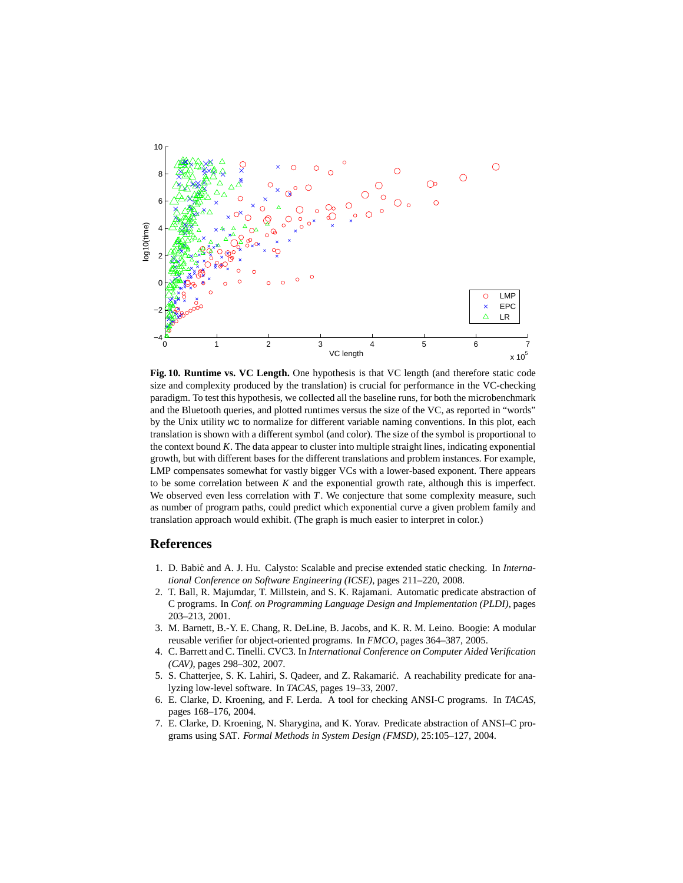**Fig. 10. Runtime vs. VC Length.** One hypothesis is that VC length (and therefore static code size and complexity produced by the translation) is crucial for performance in the VC-checking paradigm. To test this hypothesis, we collected all the baseline runs, for both the microbenchmark and the Bluetooth queries, and plotted runtimes versus the size of the VC, as reported in "words" by the Unix utility `wc` to normalize for different variable naming conventions. In this plot, each translation is shown with a different symbol (and color). The size of the symbol is proportional to the context bound $K$. The data appear to cluster into multiple straight lines, indicating exponential growth, but with different bases for the different translations and problem instances. For example, LMP compensates somewhat for vastly bigger VCs with a lower-based exponent. There appears to be some correlation between $K$ and the exponential growth rate, although this is imperfect. We observed even less correlation with $T$. We conjecture that some complexity measure, such as number of program paths, could predict which exponential curve a given problem family and translation approach would exhibit. (The graph is much easier to interpret in color.)

## References

1. D. Babić and A. J. Hu. Calysto: Scalable and precise extended static checking. In *International Conference on Software Engineering (ICSE)*, pages 211–220, 2008.
2. T. Ball, R. Majumdar, T. Millstein, and S. K. Rajamani. Automatic predicate abstraction of C programs. In *Conf. on Programming Language Design and Implementation (PLDI)*, pages 203–213, 2001.
3. M. Barnett, B.-Y. E. Chang, R. DeLine, B. Jacobs, and K. R. M. Leino. Boogie: A modular reusable verifier for object-oriented programs. In *FMCO*, pages 364–387, 2005.
4. C. Barrett and C. Tinelli. CVC3. In *International Conference on Computer Aided Verification (CAV)*, pages 298–302, 2007.
5. S. Chatterjee, S. K. Lahiri, S. Qadeer, and Z. Rakamarić. A reachability predicate for analyzing low-level software. In *TACAS*, pages 19–33, 2007.
6. E. Clarke, D. Kroening, and F. Lerda. A tool for checking ANSI-C programs. In *TACAS*, pages 168–176, 2004.
7. E. Clarke, D. Kroening, N. Sharygina, and K. Yorav. Predicate abstraction of ANSI–C programs using SAT. *Formal Methods in System Design (FMSD)*, 25:105–127, 2004.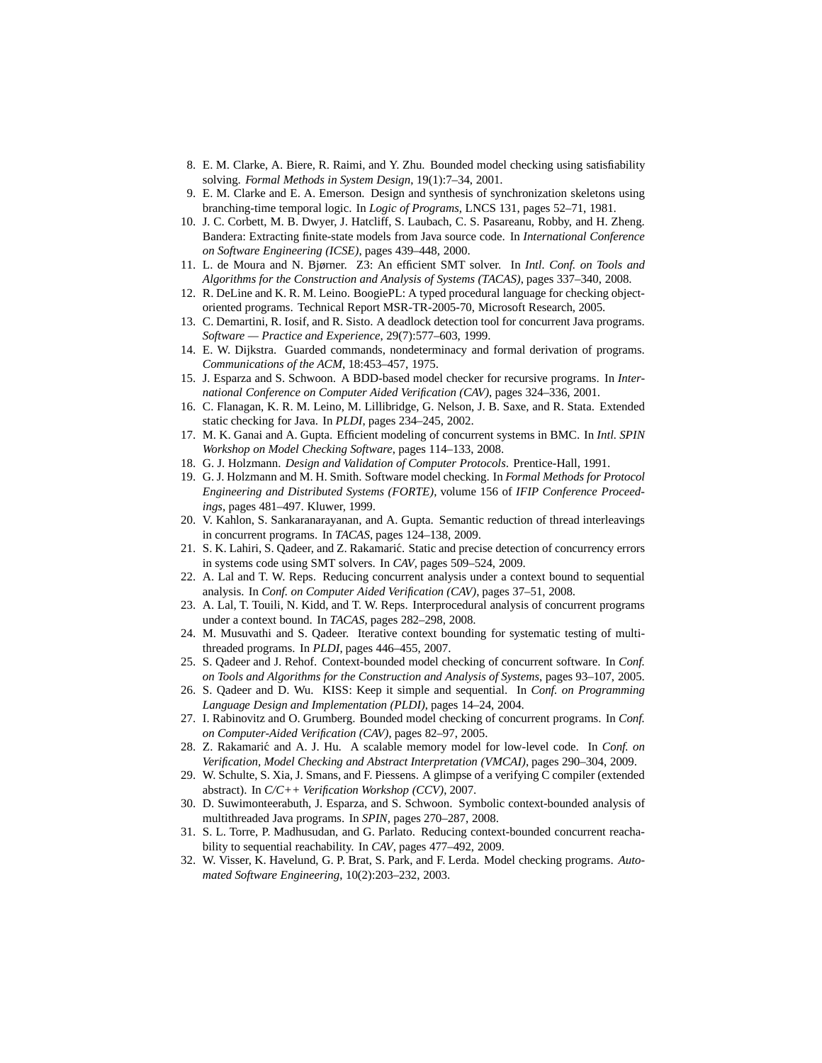8. E. M. Clarke, A. Biere, R. Raimi, and Y. Zhu. Bounded model checking using satisfiability solving. *Formal Methods in System Design*, 19(1):7–34, 2001.
9. E. M. Clarke and E. A. Emerson. Design and synthesis of synchronization skeletons using branching-time temporal logic. In *Logic of Programs*, LNCS 131, pages 52–71, 1981.
10. J. C. Corbett, M. B. Dwyer, J. Hatcliff, S. Laubach, C. S. Pasareanu, Robby, and H. Zheng. Bandera: Extracting finite-state models from Java source code. In *International Conference on Software Engineering (ICSE)*, pages 439–448, 2000.
11. L. de Moura and N. Bjørner. Z3: An efficient SMT solver. In *Intl. Conf. on Tools and Algorithms for the Construction and Analysis of Systems (TACAS)*, pages 337–340, 2008.
12. R. DeLine and K. R. M. Leino. BoogiePL: A typed procedural language for checking object-oriented programs. Technical Report MSR-TR-2005-70, Microsoft Research, 2005.
13. C. Demartini, R. Iosif, and R. Sisto. A deadlock detection tool for concurrent Java programs. *Software — Practice and Experience*, 29(7):577–603, 1999.
14. E. W. Dijkstra. Guarded commands, nondeterminacy and formal derivation of programs. *Communications of the ACM*, 18:453–457, 1975.
15. J. Esparza and S. Schwoon. A BDD-based model checker for recursive programs. In *International Conference on Computer Aided Verification (CAV)*, pages 324–336, 2001.
16. C. Flanagan, K. R. M. Leino, M. Lillibridge, G. Nelson, J. B. Saxe, and R. Stata. Extended static checking for Java. In *PLDI*, pages 234–245, 2002.
17. M. K. Ganai and A. Gupta. Efficient modeling of concurrent systems in BMC. In *Intl. SPIN Workshop on Model Checking Software*, pages 114–133, 2008.
18. G. J. Holzmann. *Design and Validation of Computer Protocols*. Prentice-Hall, 1991.
19. G. J. Holzmann and M. H. Smith. Software model checking. In *Formal Methods for Protocol Engineering and Distributed Systems (FORTE)*, volume 156 of *IFIP Conference Proceedings*, pages 481–497. Kluwer, 1999.
20. V. Kahlon, S. Sankaranarayanan, and A. Gupta. Semantic reduction of thread interleavings in concurrent programs. In *TACAS*, pages 124–138, 2009.
21. S. K. Lahiri, S. Qadeer, and Z. Rakamarić. Static and precise detection of concurrency errors in systems code using SMT solvers. In *CAV*, pages 509–524, 2009.
22. A. Lal and T. W. Reps. Reducing concurrent analysis under a context bound to sequential analysis. In *Conf. on Computer Aided Verification (CAV)*, pages 37–51, 2008.
23. A. Lal, T. Touili, N. Kidd, and T. W. Reps. Interprocedural analysis of concurrent programs under a context bound. In *TACAS*, pages 282–298, 2008.
24. M. Musuvathi and S. Qadeer. Iterative context bounding for systematic testing of multithreaded programs. In *PLDI*, pages 446–455, 2007.
25. S. Qadeer and J. Rehof. Context-bounded model checking of concurrent software. In *Conf. on Tools and Algorithms for the Construction and Analysis of Systems*, pages 93–107, 2005.
26. S. Qadeer and D. Wu. KISS: Keep it simple and sequential. In *Conf. on Programming Language Design and Implementation (PLDI)*, pages 14–24, 2004.
27. I. Rabinovitz and O. Grumberg. Bounded model checking of concurrent programs. In *Conf. on Computer-Aided Verification (CAV)*, pages 82–97, 2005.
28. Z. Rakamarić and A. J. Hu. A scalable memory model for low-level code. In *Conf. on Verification, Model Checking and Abstract Interpretation (VMCAI)*, pages 290–304, 2009.
29. W. Schulte, S. Xia, J. Smans, and F. Piessens. A glimpse of a verifying C compiler (extended abstract). In *C/C++ Verification Workshop (CCV)*, 2007.
30. D. Suwimonteerabuth, J. Esparza, and S. Schwoon. Symbolic context-bounded analysis of multithreaded Java programs. In *SPIN*, pages 270–287, 2008.
31. S. L. Torre, P. Madhusudan, and G. Parlato. Reducing context-bounded concurrent reachability to sequential reachability. In *CAV*, pages 477–492, 2009.
32. W. Visser, K. Havelund, G. P. Brat, S. Park, and F. Lerda. Model checking programs. *Automated Software Engineering*, 10(2):203–232, 2003.